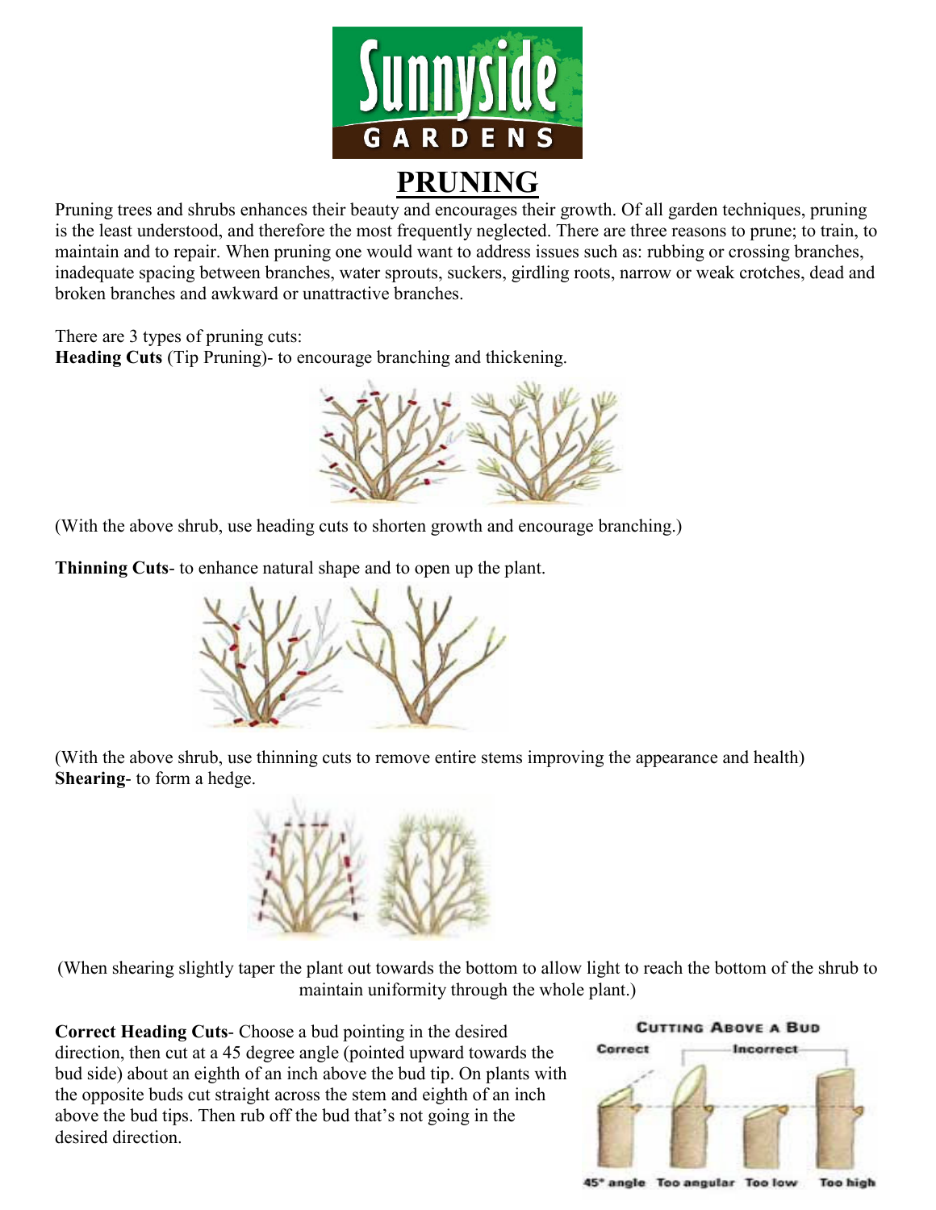# PRUNING

Pruning trees and shrubs enhances their beauty and encourages their growth. Of all garden techniques, pruning is the least understood, and therefore the most frequently neglected. There are three reasons to prune; to train, to maintain and to repair. When pruning one would want to address issues such as: rubbing or crossing branches, inadequate spacing between branches, water sprouts, suckers, girdling roots, narrow or weak crotches, dead and broken branches and awkward or unattractive branches.

There are 3 types of pruning cuts:

**Heading Cuts** (Tip Pruning)- to encourage branching and thickening.

(With the above shrub, use heading cuts to shorten growth and encourage branching.)

**Thinning Cuts**- to enhance natural shape and to open up the plant.

(With the above shrub, use thinning cuts to remove entire stems improving the appearance and health)

**Shearing**- to form a hedge.

(When shearing slightly taper the plant out towards the bottom to allow light to reach the bottom of the shrub to maintain uniformity through the whole plant.)

**Correct Heading Cuts**- Choose a bud pointing in the desired direction, then cut at a 45 degree angle (pointed upward towards the bud side) about an eighth of an inch above the bud tip. On plants with the opposite buds cut straight across the stem and eighth of an inch above the bud tips. Then rub off the bud that's not going in the desired direction.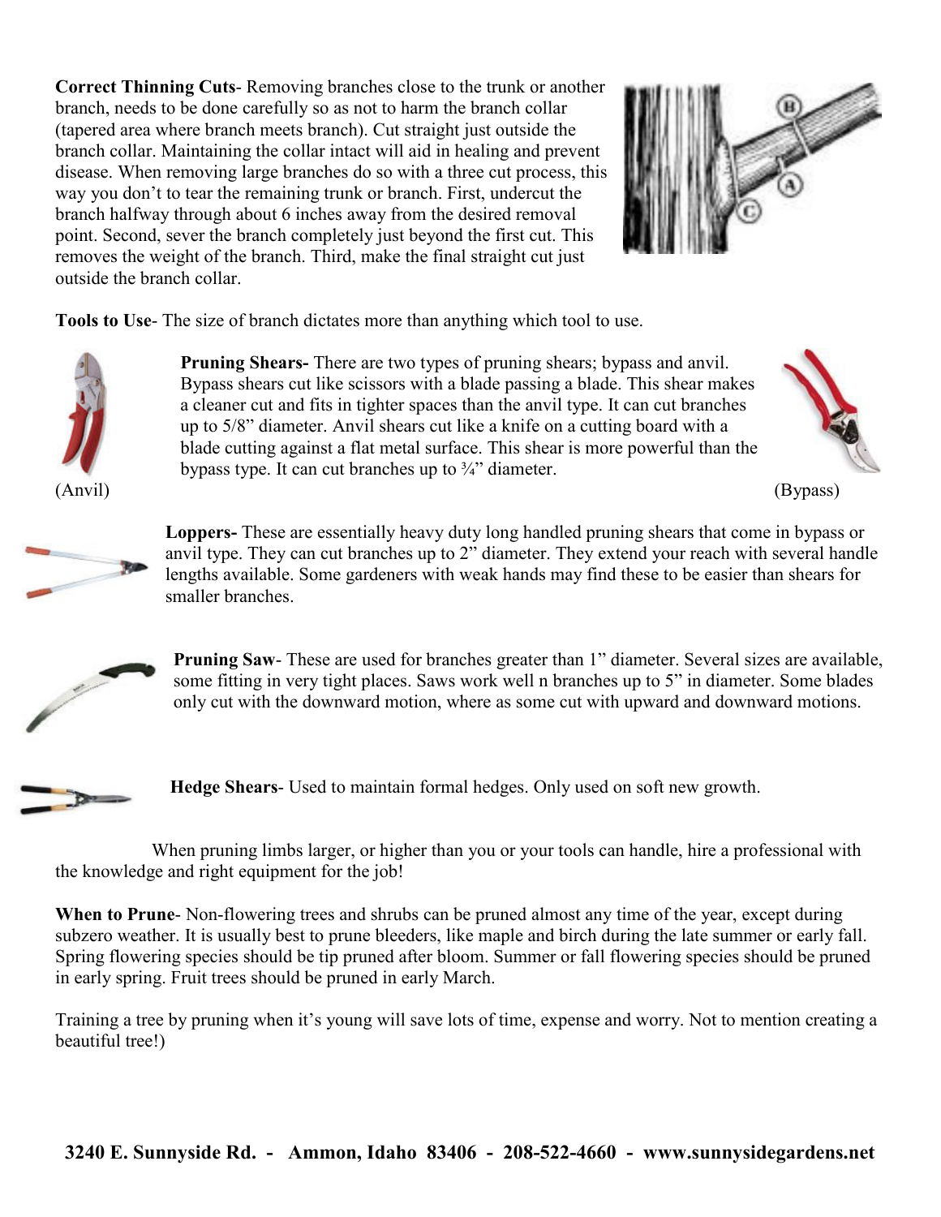**Correct Thinning Cuts**- Removing branches close to the trunk or another branch, needs to be done carefully so as not to harm the branch collar (tapered area where branch meets branch). Cut straight just outside the branch collar. Maintaining the collar intact will aid in healing and prevent disease. When removing large branches do so with a three cut process, this way you don't to tear the remaining trunk or branch. First, undercut the branch halfway through about 6 inches away from the desired removal point. Second, sever the branch completely just beyond the first cut. This removes the weight of the branch. Third, make the final straight cut just outside the branch collar.

**Tools to Use**- The size of branch dictates more than anything which tool to use.

**Pruning Shears-** There are two types of pruning shears; bypass and anvil. Bypass shears cut like scissors with a blade passing a blade. This shear makes a cleaner cut and fits in tighter spaces than the anvil type. It can cut branches up to 5/8" diameter. Anvil shears cut like a knife on a cutting board with a blade cutting against a flat metal surface. This shear is more powerful than the bypass type. It can cut branches up to ¾" diameter.

(Anvil) (Bypass)

**Loppers-** These are essentially heavy duty long handled pruning shears that come in bypass or anvil type. They can cut branches up to 2" diameter. They extend your reach with several handle lengths available. Some gardeners with weak hands may find these to be easier than shears for smaller branches.

**Pruning Saw**- These are used for branches greater than 1" diameter. Several sizes are available, some fitting in very tight places. Saws work well n branches up to 5" in diameter. Some blades only cut with the downward motion, where as some cut with upward and downward motions.

**Hedge Shears**- Used to maintain formal hedges. Only used on soft new growth.

When pruning limbs larger, or higher than you or your tools can handle, hire a professional with the knowledge and right equipment for the job!

**When to Prune**- Non-flowering trees and shrubs can be pruned almost any time of the year, except during subzero weather. It is usually best to prune bleeders, like maple and birch during the late summer or early fall. Spring flowering species should be tip pruned after bloom. Summer or fall flowering species should be pruned in early spring. Fruit trees should be pruned in early March.

Training a tree by pruning when it's young will save lots of time, expense and worry. Not to mention creating a beautiful tree!)

**3240 E. Sunnyside Rd. - Ammon, Idaho 83406 - 208-522-4660 - www.sunnysidegardens.net**